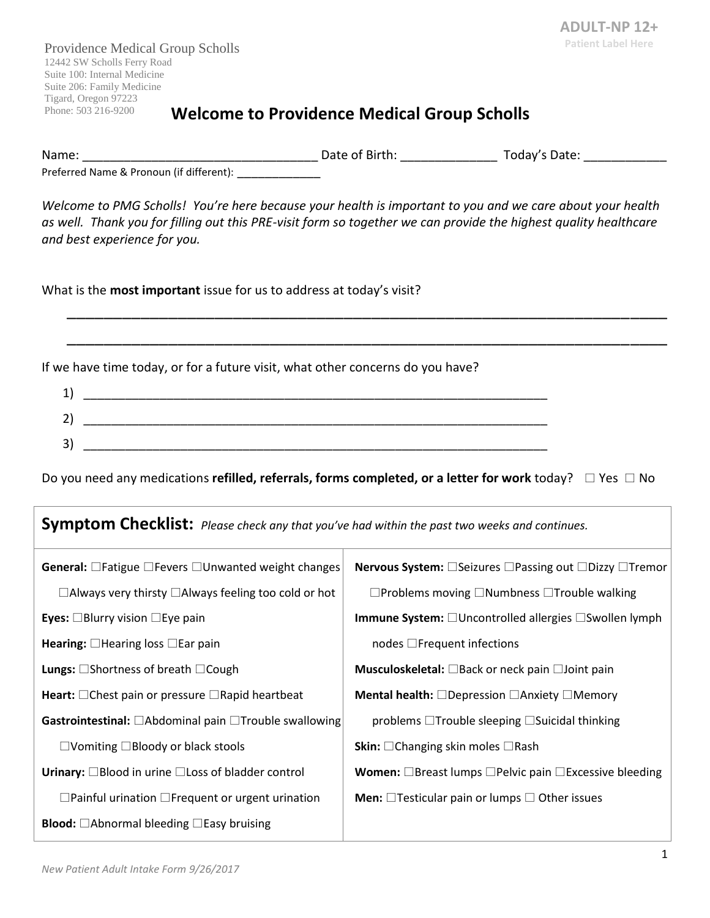**ADULT-NP 12+**
Patient Label Here

Providence Medical Group Scholls
12442 SW Scholls Ferry Road
Suite 100: Internal Medicine
Suite 206: Family Medicine
Tigard, Oregon 97223
Phone: 503 216-9200

# Welcome to Providence Medical Group Scholls

Name: __________________________________ Date of Birth: ______________ Today's Date: ____________
Preferred Name & Pronoun (if different): ______________

*Welcome to PMG Scholls! You're here because your health is important to you and we care about your health as well. Thank you for filling out this PRE-visit form so together we can provide the highest quality healthcare and best experience for you.*

What is the **most important** issue for us to address at today's visit?

______________________________________________________________________________

______________________________________________________________________________

If we have time today, or for a future visit, what other concerns do you have?

1) ____________________________________________________________________
2) ____________________________________________________________________
3) ____________________________________________________________________

Do you need any medications **refilled, referrals, forms completed, or a letter for work** today? ☐ Yes ☐ No

## Symptom Checklist: *Please check any that you've had within the past two weeks and continues.*

| | |
|---|---|
| **General:** ☐Fatigue ☐Fevers ☐Unwanted weight changes ☐Always very thirsty ☐Always feeling too cold or hot | **Nervous System:** ☐Seizures ☐Passing out ☐Dizzy ☐Tremor ☐Problems moving ☐Numbness ☐Trouble walking |
| **Eyes:** ☐Blurry vision ☐Eye pain | **Immune System:** ☐Uncontrolled allergies ☐Swollen lymph nodes ☐Frequent infections |
| **Hearing:** ☐Hearing loss ☐Ear pain | |
| **Lungs:** ☐Shortness of breath ☐Cough | **Musculoskeletal:** ☐Back or neck pain ☐Joint pain |
| **Heart:** ☐Chest pain or pressure ☐Rapid heartbeat | **Mental health:** ☐Depression ☐Anxiety ☐Memory problems ☐Trouble sleeping ☐Suicidal thinking |
| **Gastrointestinal:** ☐Abdominal pain ☐Trouble swallowing ☐Vomiting ☐Bloody or black stools | **Skin:** ☐Changing skin moles ☐Rash |
| **Urinary:** ☐Blood in urine ☐Loss of bladder control ☐Painful urination ☐Frequent or urgent urination | **Women:** ☐Breast lumps ☐Pelvic pain ☐Excessive bleeding |
| | **Men:** ☐Testicular pain or lumps ☐ Other issues |
| **Blood:** ☐Abnormal bleeding ☐Easy bruising | |

*New Patient Adult Intake Form 9/26/2017*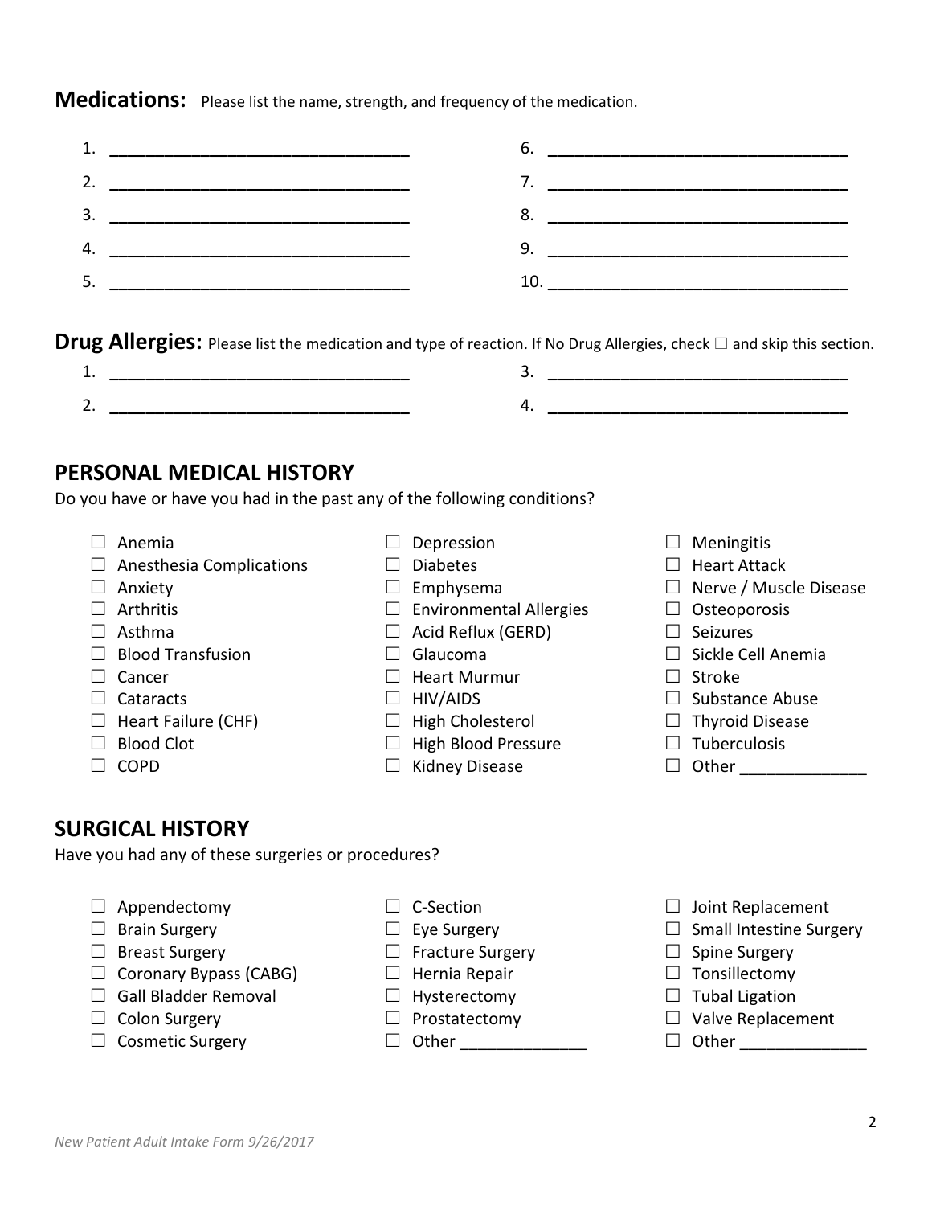**Medications:** Please list the name, strength, and frequency of the medication.

1. ________________________________
2. ________________________________
3. ________________________________
4. ________________________________
5. ________________________________
6. ________________________________
7. ________________________________
8. ________________________________
9. ________________________________
10. ________________________________

**Drug Allergies:** Please list the medication and type of reaction. If No Drug Allergies, check ☐ and skip this section.

1. ________________________________
2. ________________________________
3. ________________________________
4. ________________________________

## PERSONAL MEDICAL HISTORY

Do you have or have you had in the past any of the following conditions?

- ☐ Anemia
- ☐ Anesthesia Complications
- ☐ Anxiety
- ☐ Arthritis
- ☐ Asthma
- ☐ Blood Transfusion
- ☐ Cancer
- ☐ Cataracts
- ☐ Heart Failure (CHF)
- ☐ Blood Clot
- ☐ COPD
- ☐ Depression
- ☐ Diabetes
- ☐ Emphysema
- ☐ Environmental Allergies
- ☐ Acid Reflux (GERD)
- ☐ Glaucoma
- ☐ Heart Murmur
- ☐ HIV/AIDS
- ☐ High Cholesterol
- ☐ High Blood Pressure
- ☐ Kidney Disease
- ☐ Meningitis
- ☐ Heart Attack
- ☐ Nerve / Muscle Disease
- ☐ Osteoporosis
- ☐ Seizures
- ☐ Sickle Cell Anemia
- ☐ Stroke
- ☐ Substance Abuse
- ☐ Thyroid Disease
- ☐ Tuberculosis
- ☐ Other ______________

## SURGICAL HISTORY

Have you had any of these surgeries or procedures?

- ☐ Appendectomy
- ☐ Brain Surgery
- ☐ Breast Surgery
- ☐ Coronary Bypass (CABG)
- ☐ Gall Bladder Removal
- ☐ Colon Surgery
- ☐ Cosmetic Surgery
- ☐ C-Section
- ☐ Eye Surgery
- ☐ Fracture Surgery
- ☐ Hernia Repair
- ☐ Hysterectomy
- ☐ Prostatectomy
- ☐ Other ______________
- ☐ Joint Replacement
- ☐ Small Intestine Surgery
- ☐ Spine Surgery
- ☐ Tonsillectomy
- ☐ Tubal Ligation
- ☐ Valve Replacement
- ☐ Other ______________

*New Patient Adult Intake Form 9/26/2017*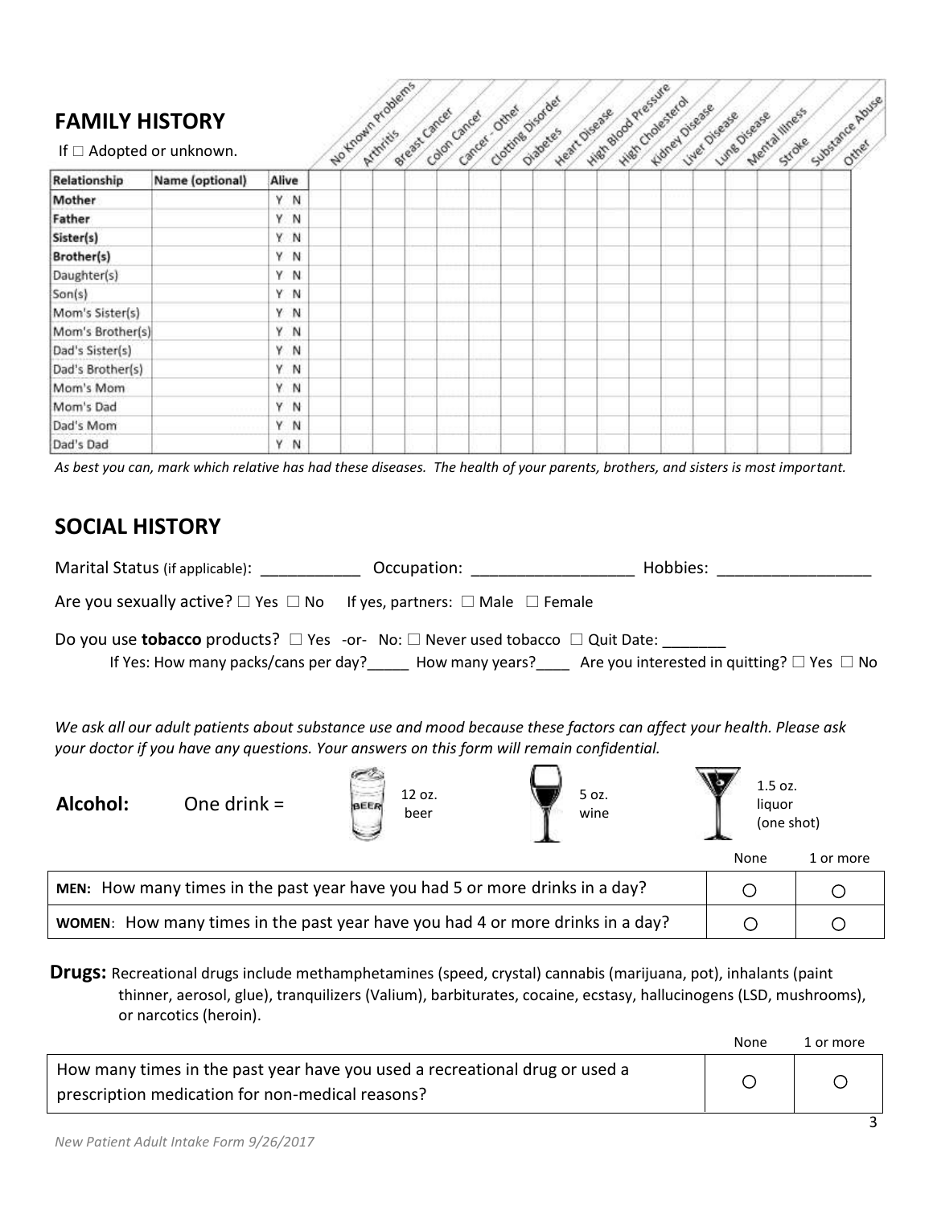## FAMILY HISTORY

If ☐ Adopted or unknown.

| Relationship | Name (optional) | Alive | No Known Problems | Arthritis | Breast Cancer | Colon Cancer | Cancer - Other | Clotting Disorder | Diabetes | Heart Disease | High Blood Pressure | High Cholesterol | Kidney Disease | Liver Disease | Lung Disease | Mental Illness | Stroke | Substance Abuse | Other |
|---|---|---|---|---|---|---|---|---|---|---|---|---|---|---|---|---|---|---|---|
| **Mother** | | Y N | | | | | | | | | | | | | | | | | |
| **Father** | | Y N | | | | | | | | | | | | | | | | | |
| **Sister(s)** | | Y N | | | | | | | | | | | | | | | | | |
| **Brother(s)** | | Y N | | | | | | | | | | | | | | | | | |
| Daughter(s) | | Y N | | | | | | | | | | | | | | | | | |
| Son(s) | | Y N | | | | | | | | | | | | | | | | | |
| Mom's Sister(s) | | Y N | | | | | | | | | | | | | | | | | |
| Mom's Brother(s) | | Y N | | | | | | | | | | | | | | | | | |
| Dad's Sister(s) | | Y N | | | | | | | | | | | | | | | | | |
| Dad's Brother(s) | | Y N | | | | | | | | | | | | | | | | | |
| Mom's Mom | | Y N | | | | | | | | | | | | | | | | | |
| Mom's Dad | | Y N | | | | | | | | | | | | | | | | | |
| Dad's Mom | | Y N | | | | | | | | | | | | | | | | | |
| Dad's Dad | | Y N | | | | | | | | | | | | | | | | | |

*As best you can, mark which relative has had these diseases. The health of your parents, brothers, and sisters is most important.*

## SOCIAL HISTORY

Marital Status (if applicable): ___________ Occupation: _________________ Hobbies: ________________

Are you sexually active? ☐ Yes ☐ No If yes, partners: ☐ Male ☐ Female

Do you use **tobacco** products? ☐ Yes -or- No: ☐ Never used tobacco ☐ Quit Date: _______

If Yes: How many packs/cans per day?_____ How many years?____ Are you interested in quitting? ☐ Yes ☐ No

*We ask all our adult patients about substance use and mood because these factors can affect your health. Please ask your doctor if you have any questions. Your answers on this form will remain confidential.*

**Alcohol:** One drink = 12 oz. beer 5 oz. wine 1.5 oz. liquor (one shot)

| | None | 1 or more |
|---|---|---|
| **MEN:** How many times in the past year have you had 5 or more drinks in a day? | ○ | ○ |
| **WOMEN**: How many times in the past year have you had 4 or more drinks in a day? | ○ | ○ |

**Drugs:** Recreational drugs include methamphetamines (speed, crystal) cannabis (marijuana, pot), inhalants (paint thinner, aerosol, glue), tranquilizers (Valium), barbiturates, cocaine, ecstasy, hallucinogens (LSD, mushrooms), or narcotics (heroin).

| | None | 1 or more |
|---|---|---|
| How many times in the past year have you used a recreational drug or used a prescription medication for non-medical reasons? | ○ | ○ |

*New Patient Adult Intake Form 9/26/2017*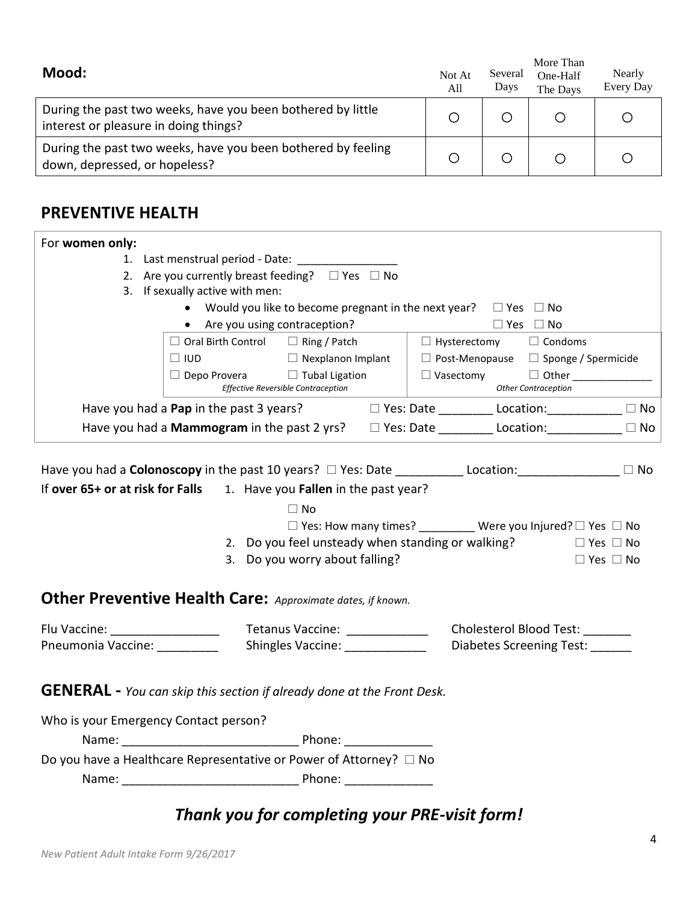| **Mood:** | Not At All | Several Days | More Than One-Half The Days | Nearly Every Day |
|---|---|---|---|---|
| During the past two weeks, have you been bothered by little interest or pleasure in doing things? | ○ | ○ | ○ | ○ |
| During the past two weeks, have you been bothered by feeling down, depressed, or hopeless? | ○ | ○ | ○ | ○ |

## PREVENTIVE HEALTH

For **women only:**

1. Last menstrual period - Date: _______________
2. Are you currently breast feeding? ☐ Yes ☐ No
3. If sexually active with men:
   - Would you like to become pregnant in the next year? ☐ Yes ☐ No
   - Are you using contraception? ☐ Yes ☐ No

| | | | |
|---|---|---|---|
| ☐ Oral Birth Control | ☐ Ring / Patch | ☐ Hysterectomy | ☐ Condoms |
| ☐ IUD | ☐ Nexplanon Implant | ☐ Post-Menopause | ☐ Sponge / Spermicide |
| ☐ Depo Provera | ☐ Tubal Ligation | ☐ Vasectomy | ☐ Other _____________ |
| *Effective Reversible Contraception* | | *Other Contraception* | |

Have you had a **Pap** in the past 3 years? ☐ Yes: Date ________ Location:___________ ☐ No

Have you had a **Mammogram** in the past 2 yrs? ☐ Yes: Date ________ Location:___________ ☐ No

Have you had a **Colonoscopy** in the past 10 years? ☐ Yes: Date __________ Location:_______________ ☐ No

If **over 65+ or at risk for Falls**

1. Have you **Fallen** in the past year?
   - ☐ No
   - ☐ Yes: How many times? _________ Were you Injured? ☐ Yes ☐ No
2. Do you feel unsteady when standing or walking? ☐ Yes ☐ No
3. Do you worry about falling? ☐ Yes ☐ No

## Other Preventive Health Care: *Approximate dates, if known.*

Flu Vaccine: ________________ Tetanus Vaccine: ____________ Cholesterol Blood Test: _______

Pneumonia Vaccine: _________ Shingles Vaccine: ____________ Diabetes Screening Test: ______

## GENERAL - *You can skip this section if already done at the Front Desk.*

Who is your Emergency Contact person?

Name: __________________________ Phone: _____________

Do you have a Healthcare Representative or Power of Attorney? ☐ No

Name: __________________________ Phone: _____________

***Thank you for completing your PRE-visit form!***

*New Patient Adult Intake Form 9/26/2017*